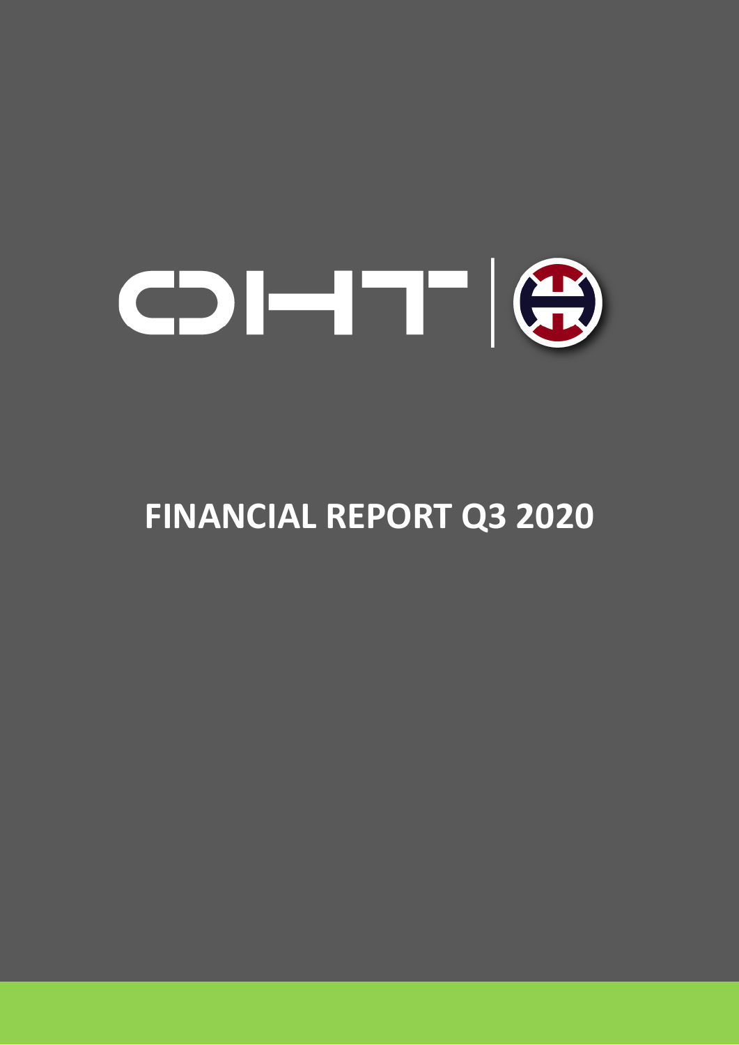# FINANCIAL REPORT Q3 2020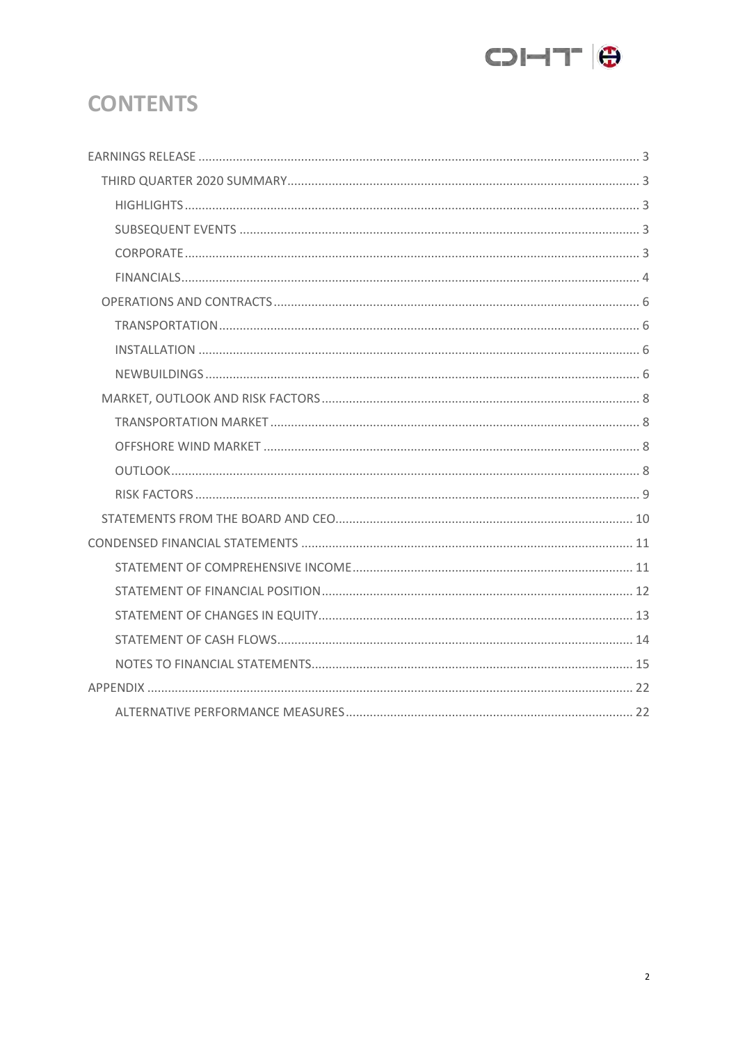# CONTENTS

EARNINGS RELEASE ..... 3

- THIRD QUARTER 2020 SUMMARY ..... 3
  - HIGHLIGHTS ..... 3
  - SUBSEQUENT EVENTS ..... 3
  - CORPORATE ..... 3
  - FINANCIALS ..... 4
- OPERATIONS AND CONTRACTS ..... 6
  - TRANSPORTATION ..... 6
  - INSTALLATION ..... 6
  - NEWBUILDINGS ..... 6
- MARKET, OUTLOOK AND RISK FACTORS ..... 8
  - TRANSPORTATION MARKET ..... 8
  - OFFSHORE WIND MARKET ..... 8
  - OUTLOOK ..... 8
  - RISK FACTORS ..... 9
- STATEMENTS FROM THE BOARD AND CEO ..... 10

CONDENSED FINANCIAL STATEMENTS ..... 11

- STATEMENT OF COMPREHENSIVE INCOME ..... 11
- STATEMENT OF FINANCIAL POSITION ..... 12
- STATEMENT OF CHANGES IN EQUITY ..... 13
- STATEMENT OF CASH FLOWS ..... 14
- NOTES TO FINANCIAL STATEMENTS ..... 15

APPENDIX ..... 22

- ALTERNATIVE PERFORMANCE MEASURES ..... 22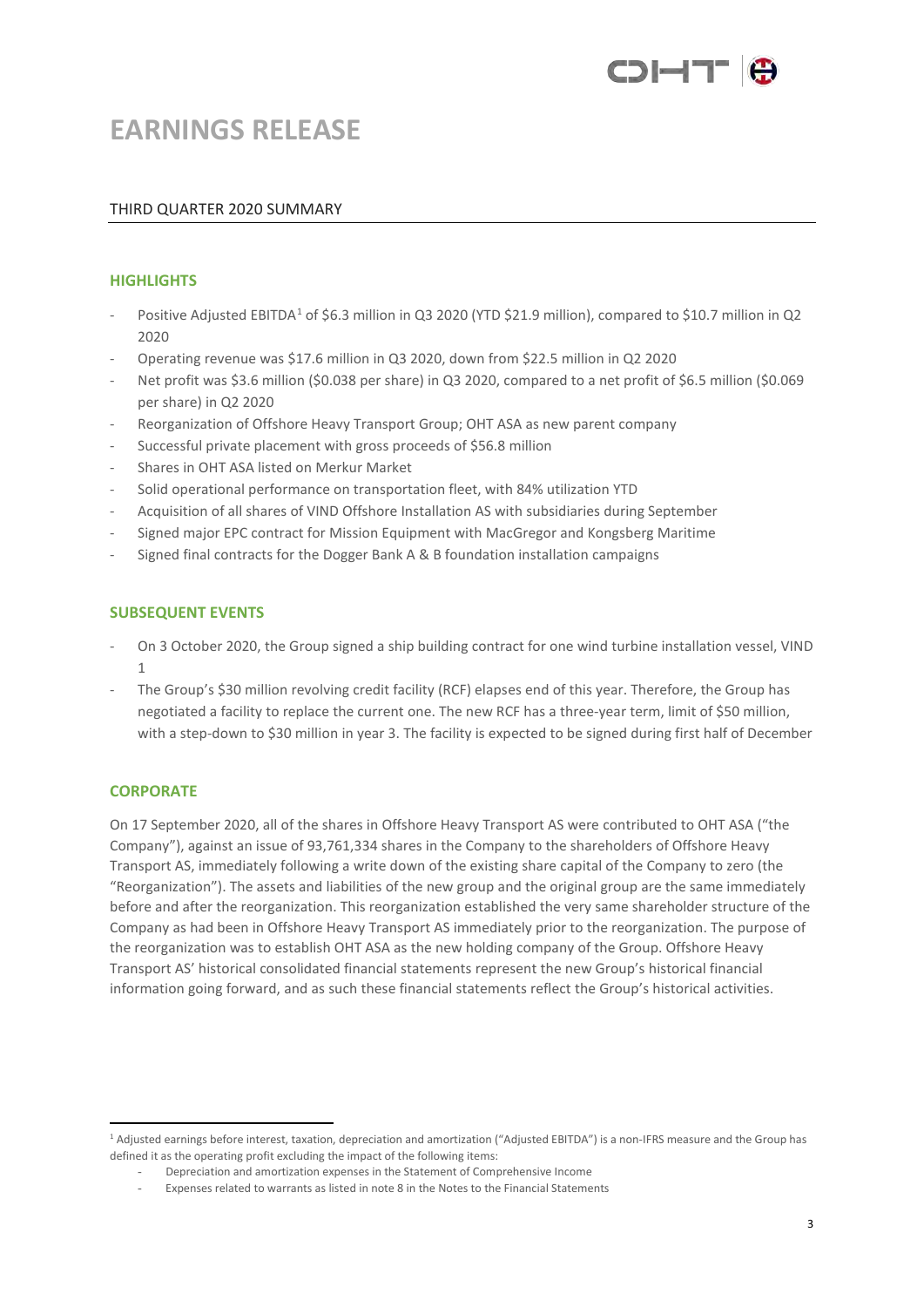# EARNINGS RELEASE

## THIRD QUARTER 2020 SUMMARY

### HIGHLIGHTS

- Positive Adjusted EBITDA[1] of $6.3 million in Q3 2020 (YTD $21.9 million), compared to $10.7 million in Q2 2020
- Operating revenue was $17.6 million in Q3 2020, down from $22.5 million in Q2 2020
- Net profit was $3.6 million ($0.038 per share) in Q3 2020, compared to a net profit of $6.5 million ($0.069 per share) in Q2 2020
- Reorganization of Offshore Heavy Transport Group; OHT ASA as new parent company
- Successful private placement with gross proceeds of $56.8 million
- Shares in OHT ASA listed on Merkur Market
- Solid operational performance on transportation fleet, with 84% utilization YTD
- Acquisition of all shares of VIND Offshore Installation AS with subsidiaries during September
- Signed major EPC contract for Mission Equipment with MacGregor and Kongsberg Maritime
- Signed final contracts for the Dogger Bank A & B foundation installation campaigns

### SUBSEQUENT EVENTS

- On 3 October 2020, the Group signed a ship building contract for one wind turbine installation vessel, VIND 1
- The Group's $30 million revolving credit facility (RCF) elapses end of this year. Therefore, the Group has negotiated a facility to replace the current one. The new RCF has a three-year term, limit of $50 million, with a step-down to $30 million in year 3. The facility is expected to be signed during first half of December

### CORPORATE

On 17 September 2020, all of the shares in Offshore Heavy Transport AS were contributed to OHT ASA ("the Company"), against an issue of 93,761,334 shares in the Company to the shareholders of Offshore Heavy Transport AS, immediately following a write down of the existing share capital of the Company to zero (the "Reorganization"). The assets and liabilities of the new group and the original group are the same immediately before and after the reorganization. This reorganization established the very same shareholder structure of the Company as had been in Offshore Heavy Transport AS immediately prior to the reorganization. The purpose of the reorganization was to establish OHT ASA as the new holding company of the Group. Offshore Heavy Transport AS' historical consolidated financial statements represent the new Group's historical financial information going forward, and as such these financial statements reflect the Group's historical activities.

---

[1] Adjusted earnings before interest, taxation, depreciation and amortization ("Adjusted EBITDA") is a non-IFRS measure and the Group has defined it as the operating profit excluding the impact of the following items:

- Depreciation and amortization expenses in the Statement of Comprehensive Income
- Expenses related to warrants as listed in note 8 in the Notes to the Financial Statements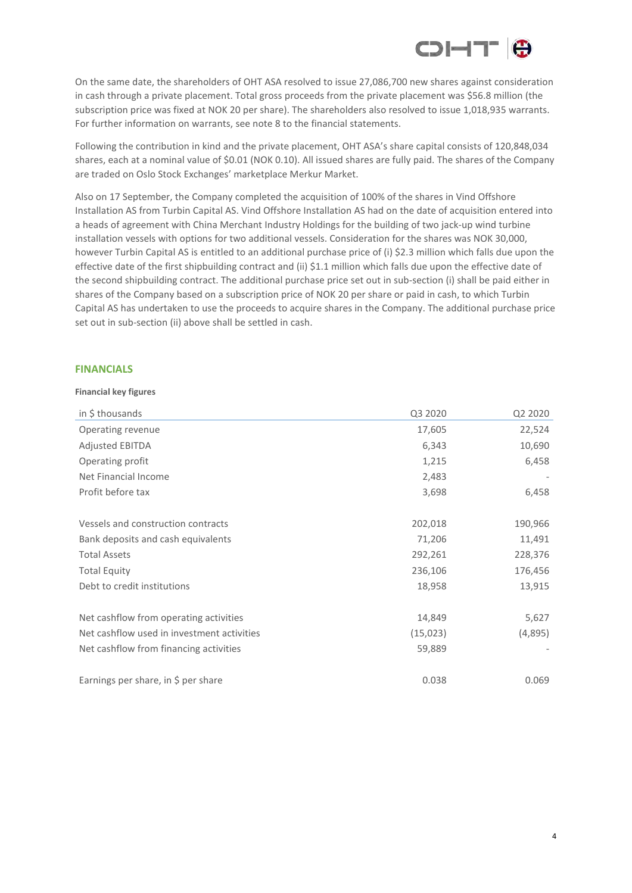On the same date, the shareholders of OHT ASA resolved to issue 27,086,700 new shares against consideration in cash through a private placement. Total gross proceeds from the private placement was $56.8 million (the subscription price was fixed at NOK 20 per share). The shareholders also resolved to issue 1,018,935 warrants. For further information on warrants, see note 8 to the financial statements.

Following the contribution in kind and the private placement, OHT ASA's share capital consists of 120,848,034 shares, each at a nominal value of $0.01 (NOK 0.10). All issued shares are fully paid. The shares of the Company are traded on Oslo Stock Exchanges' marketplace Merkur Market.

Also on 17 September, the Company completed the acquisition of 100% of the shares in Vind Offshore Installation AS from Turbin Capital AS. Vind Offshore Installation AS had on the date of acquisition entered into a heads of agreement with China Merchant Industry Holdings for the building of two jack-up wind turbine installation vessels with options for two additional vessels. Consideration for the shares was NOK 30,000, however Turbin Capital AS is entitled to an additional purchase price of (i) $2.3 million which falls due upon the effective date of the first shipbuilding contract and (ii) $1.1 million which falls due upon the effective date of the second shipbuilding contract. The additional purchase price set out in sub-section (i) shall be paid either in shares of the Company based on a subscription price of NOK 20 per share or paid in cash, to which Turbin Capital AS has undertaken to use the proceeds to acquire shares in the Company. The additional purchase price set out in sub-section (ii) above shall be settled in cash.

## FINANCIALS

**Financial key figures**

| in $ thousands | Q3 2020 | Q2 2020 |
|---|---|---|
| Operating revenue | 17,605 | 22,524 |
| Adjusted EBITDA | 6,343 | 10,690 |
| Operating profit | 1,215 | 6,458 |
| Net Financial Income | 2,483 | - |
| Profit before tax | 3,698 | 6,458 |
| | | |
| Vessels and construction contracts | 202,018 | 190,966 |
| Bank deposits and cash equivalents | 71,206 | 11,491 |
| Total Assets | 292,261 | 228,376 |
| Total Equity | 236,106 | 176,456 |
| Debt to credit institutions | 18,958 | 13,915 |
| | | |
| Net cashflow from operating activities | 14,849 | 5,627 |
| Net cashflow used in investment activities | (15,023) | (4,895) |
| Net cashflow from financing activities | 59,889 | - |
| | | |
| Earnings per share, in $ per share | 0.038 | 0.069 |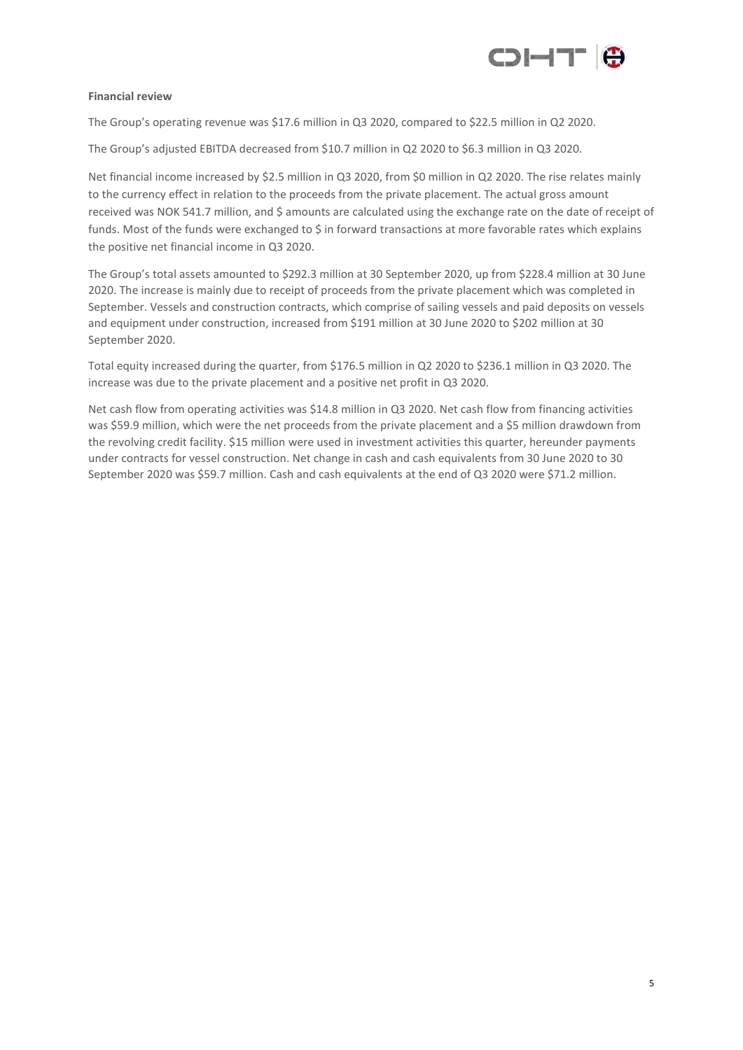**Financial review**

The Group's operating revenue was $17.6 million in Q3 2020, compared to $22.5 million in Q2 2020.

The Group's adjusted EBITDA decreased from $10.7 million in Q2 2020 to $6.3 million in Q3 2020.

Net financial income increased by $2.5 million in Q3 2020, from $0 million in Q2 2020. The rise relates mainly to the currency effect in relation to the proceeds from the private placement. The actual gross amount received was NOK 541.7 million, and $ amounts are calculated using the exchange rate on the date of receipt of funds. Most of the funds were exchanged to $ in forward transactions at more favorable rates which explains the positive net financial income in Q3 2020.

The Group's total assets amounted to $292.3 million at 30 September 2020, up from $228.4 million at 30 June 2020. The increase is mainly due to receipt of proceeds from the private placement which was completed in September. Vessels and construction contracts, which comprise of sailing vessels and paid deposits on vessels and equipment under construction, increased from $191 million at 30 June 2020 to $202 million at 30 September 2020.

Total equity increased during the quarter, from $176.5 million in Q2 2020 to $236.1 million in Q3 2020. The increase was due to the private placement and a positive net profit in Q3 2020.

Net cash flow from operating activities was $14.8 million in Q3 2020. Net cash flow from financing activities was $59.9 million, which were the net proceeds from the private placement and a $5 million drawdown from the revolving credit facility. $15 million were used in investment activities this quarter, hereunder payments under contracts for vessel construction. Net change in cash and cash equivalents from 30 June 2020 to 30 September 2020 was $59.7 million. Cash and cash equivalents at the end of Q3 2020 were $71.2 million.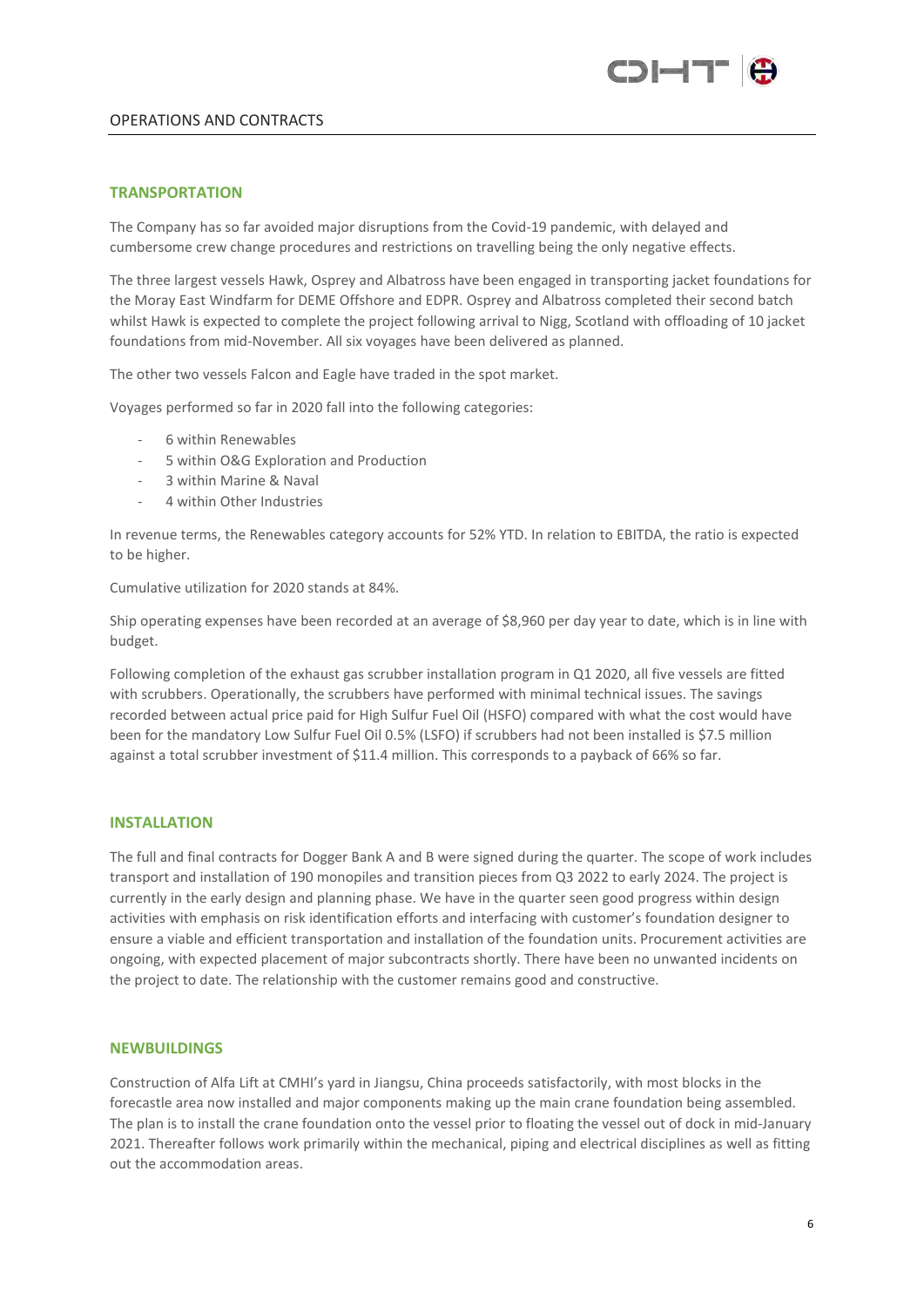# OPERATIONS AND CONTRACTS

## TRANSPORTATION

The Company has so far avoided major disruptions from the Covid-19 pandemic, with delayed and cumbersome crew change procedures and restrictions on travelling being the only negative effects.

The three largest vessels Hawk, Osprey and Albatross have been engaged in transporting jacket foundations for the Moray East Windfarm for DEME Offshore and EDPR. Osprey and Albatross completed their second batch whilst Hawk is expected to complete the project following arrival to Nigg, Scotland with offloading of 10 jacket foundations from mid-November. All six voyages have been delivered as planned.

The other two vessels Falcon and Eagle have traded in the spot market.

Voyages performed so far in 2020 fall into the following categories:

- 6 within Renewables
- 5 within O&G Exploration and Production
- 3 within Marine & Naval
- 4 within Other Industries

In revenue terms, the Renewables category accounts for 52% YTD. In relation to EBITDA, the ratio is expected to be higher.

Cumulative utilization for 2020 stands at 84%.

Ship operating expenses have been recorded at an average of $8,960 per day year to date, which is in line with budget.

Following completion of the exhaust gas scrubber installation program in Q1 2020, all five vessels are fitted with scrubbers. Operationally, the scrubbers have performed with minimal technical issues. The savings recorded between actual price paid for High Sulfur Fuel Oil (HSFO) compared with what the cost would have been for the mandatory Low Sulfur Fuel Oil 0.5% (LSFO) if scrubbers had not been installed is $7.5 million against a total scrubber investment of $11.4 million. This corresponds to a payback of 66% so far.

## INSTALLATION

The full and final contracts for Dogger Bank A and B were signed during the quarter. The scope of work includes transport and installation of 190 monopiles and transition pieces from Q3 2022 to early 2024. The project is currently in the early design and planning phase. We have in the quarter seen good progress within design activities with emphasis on risk identification efforts and interfacing with customer's foundation designer to ensure a viable and efficient transportation and installation of the foundation units. Procurement activities are ongoing, with expected placement of major subcontracts shortly. There have been no unwanted incidents on the project to date. The relationship with the customer remains good and constructive.

## NEWBUILDINGS

Construction of Alfa Lift at CMHI's yard in Jiangsu, China proceeds satisfactorily, with most blocks in the forecastle area now installed and major components making up the main crane foundation being assembled. The plan is to install the crane foundation onto the vessel prior to floating the vessel out of dock in mid-January 2021. Thereafter follows work primarily within the mechanical, piping and electrical disciplines as well as fitting out the accommodation areas.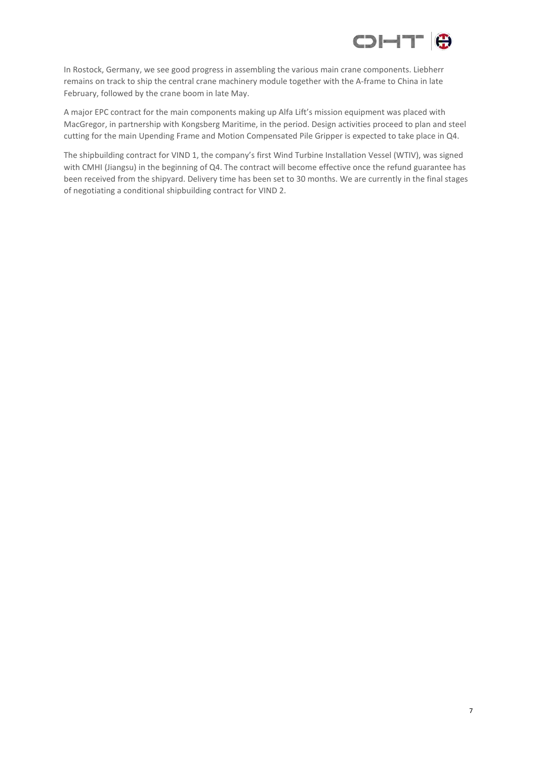In Rostock, Germany, we see good progress in assembling the various main crane components. Liebherr remains on track to ship the central crane machinery module together with the A-frame to China in late February, followed by the crane boom in late May.

A major EPC contract for the main components making up Alfa Lift's mission equipment was placed with MacGregor, in partnership with Kongsberg Maritime, in the period. Design activities proceed to plan and steel cutting for the main Upending Frame and Motion Compensated Pile Gripper is expected to take place in Q4.

The shipbuilding contract for VIND 1, the company's first Wind Turbine Installation Vessel (WTIV), was signed with CMHI (Jiangsu) in the beginning of Q4. The contract will become effective once the refund guarantee has been received from the shipyard. Delivery time has been set to 30 months. We are currently in the final stages of negotiating a conditional shipbuilding contract for VIND 2.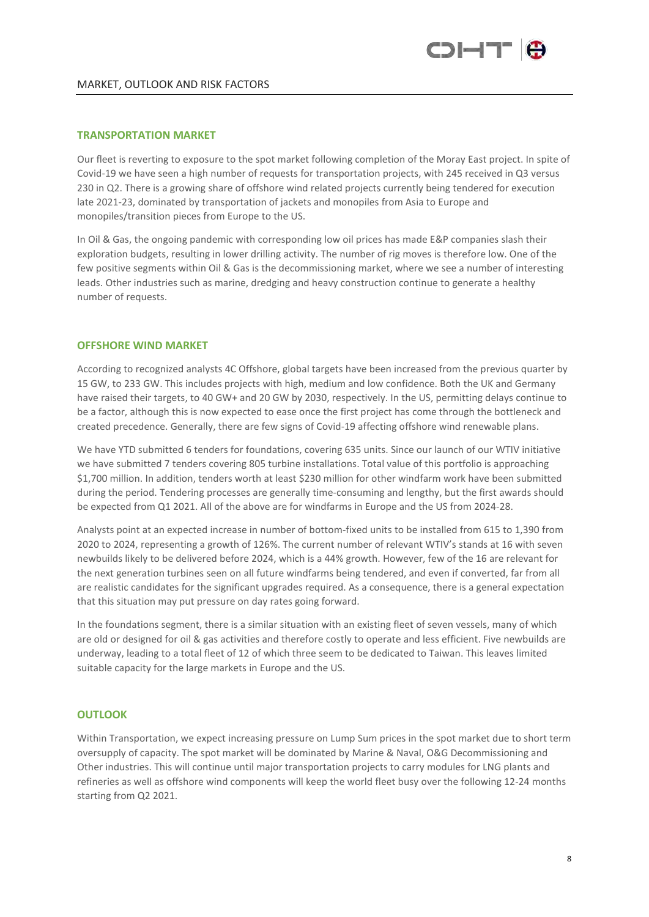## MARKET, OUTLOOK AND RISK FACTORS

### TRANSPORTATION MARKET

Our fleet is reverting to exposure to the spot market following completion of the Moray East project. In spite of Covid-19 we have seen a high number of requests for transportation projects, with 245 received in Q3 versus 230 in Q2. There is a growing share of offshore wind related projects currently being tendered for execution late 2021-23, dominated by transportation of jackets and monopiles from Asia to Europe and monopiles/transition pieces from Europe to the US.

In Oil & Gas, the ongoing pandemic with corresponding low oil prices has made E&P companies slash their exploration budgets, resulting in lower drilling activity. The number of rig moves is therefore low. One of the few positive segments within Oil & Gas is the decommissioning market, where we see a number of interesting leads. Other industries such as marine, dredging and heavy construction continue to generate a healthy number of requests.

### OFFSHORE WIND MARKET

According to recognized analysts 4C Offshore, global targets have been increased from the previous quarter by 15 GW, to 233 GW. This includes projects with high, medium and low confidence. Both the UK and Germany have raised their targets, to 40 GW+ and 20 GW by 2030, respectively. In the US, permitting delays continue to be a factor, although this is now expected to ease once the first project has come through the bottleneck and created precedence. Generally, there are few signs of Covid-19 affecting offshore wind renewable plans.

We have YTD submitted 6 tenders for foundations, covering 635 units. Since our launch of our WTIV initiative we have submitted 7 tenders covering 805 turbine installations. Total value of this portfolio is approaching $1,700 million. In addition, tenders worth at least $230 million for other windfarm work have been submitted during the period. Tendering processes are generally time-consuming and lengthy, but the first awards should be expected from Q1 2021. All of the above are for windfarms in Europe and the US from 2024-28.

Analysts point at an expected increase in number of bottom-fixed units to be installed from 615 to 1,390 from 2020 to 2024, representing a growth of 126%. The current number of relevant WTIV's stands at 16 with seven newbuilds likely to be delivered before 2024, which is a 44% growth. However, few of the 16 are relevant for the next generation turbines seen on all future windfarms being tendered, and even if converted, far from all are realistic candidates for the significant upgrades required. As a consequence, there is a general expectation that this situation may put pressure on day rates going forward.

In the foundations segment, there is a similar situation with an existing fleet of seven vessels, many of which are old or designed for oil & gas activities and therefore costly to operate and less efficient. Five newbuilds are underway, leading to a total fleet of 12 of which three seem to be dedicated to Taiwan. This leaves limited suitable capacity for the large markets in Europe and the US.

### OUTLOOK

Within Transportation, we expect increasing pressure on Lump Sum prices in the spot market due to short term oversupply of capacity. The spot market will be dominated by Marine & Naval, O&G Decommissioning and Other industries. This will continue until major transportation projects to carry modules for LNG plants and refineries as well as offshore wind components will keep the world fleet busy over the following 12-24 months starting from Q2 2021.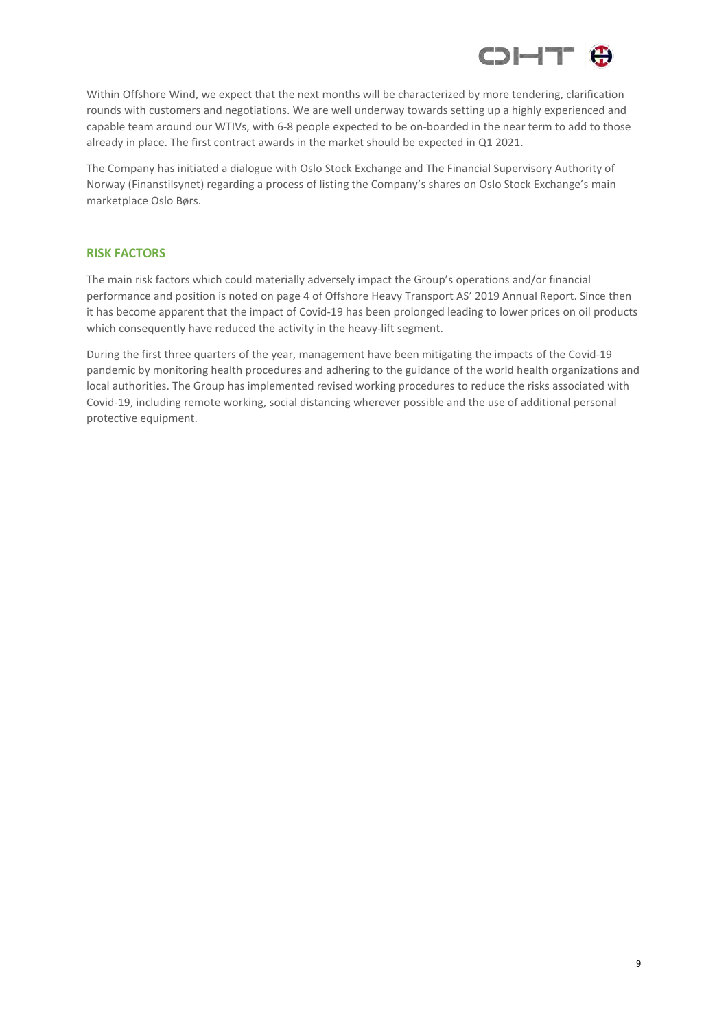Within Offshore Wind, we expect that the next months will be characterized by more tendering, clarification rounds with customers and negotiations. We are well underway towards setting up a highly experienced and capable team around our WTIVs, with 6-8 people expected to be on-boarded in the near term to add to those already in place. The first contract awards in the market should be expected in Q1 2021.

The Company has initiated a dialogue with Oslo Stock Exchange and The Financial Supervisory Authority of Norway (Finanstilsynet) regarding a process of listing the Company's shares on Oslo Stock Exchange's main marketplace Oslo Børs.

## RISK FACTORS

The main risk factors which could materially adversely impact the Group's operations and/or financial performance and position is noted on page 4 of Offshore Heavy Transport AS' 2019 Annual Report. Since then it has become apparent that the impact of Covid-19 has been prolonged leading to lower prices on oil products which consequently have reduced the activity in the heavy-lift segment.

During the first three quarters of the year, management have been mitigating the impacts of the Covid-19 pandemic by monitoring health procedures and adhering to the guidance of the world health organizations and local authorities. The Group has implemented revised working procedures to reduce the risks associated with Covid-19, including remote working, social distancing wherever possible and the use of additional personal protective equipment.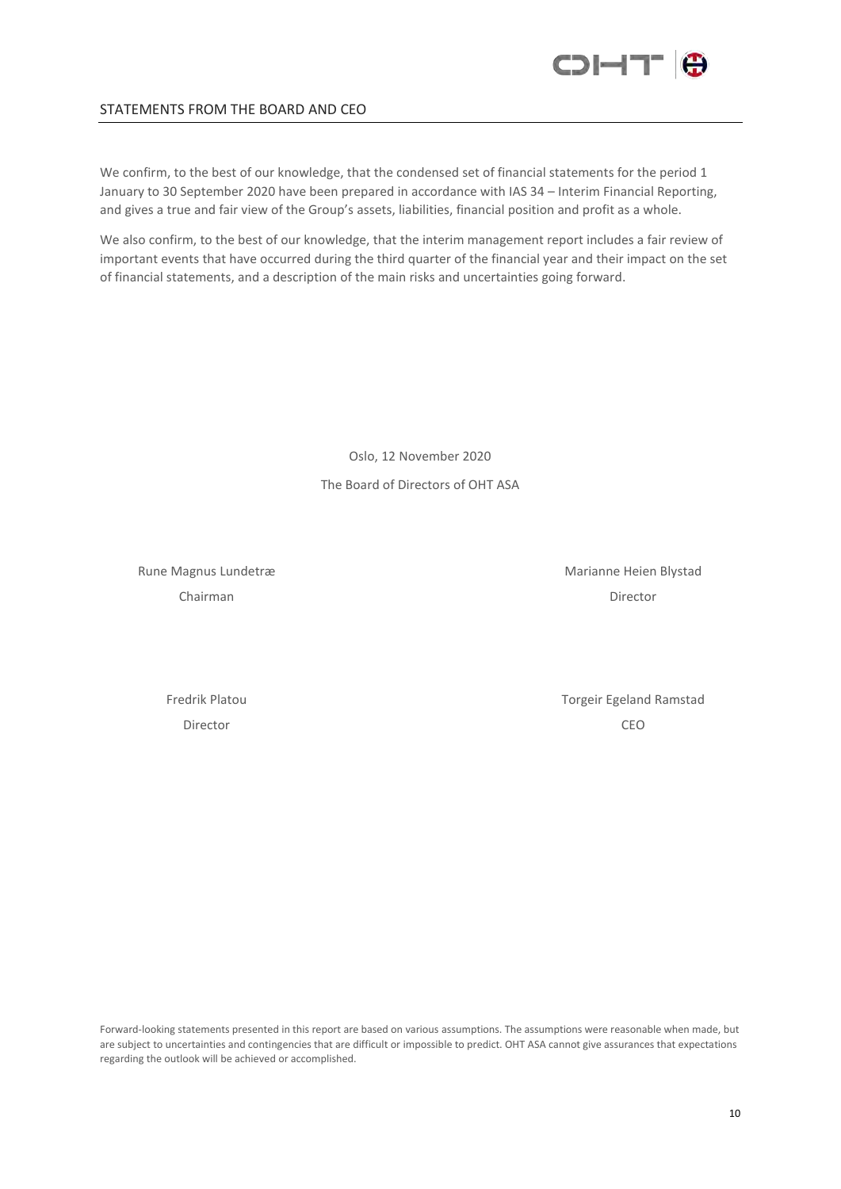## STATEMENTS FROM THE BOARD AND CEO

We confirm, to the best of our knowledge, that the condensed set of financial statements for the period 1 January to 30 September 2020 have been prepared in accordance with IAS 34 – Interim Financial Reporting, and gives a true and fair view of the Group's assets, liabilities, financial position and profit as a whole.

We also confirm, to the best of our knowledge, that the interim management report includes a fair review of important events that have occurred during the third quarter of the financial year and their impact on the set of financial statements, and a description of the main risks and uncertainties going forward.

Oslo, 12 November 2020

The Board of Directors of OHT ASA

Rune Magnus Lundetræ
Chairman

Marianne Heien Blystad
Director

Fredrik Platou
Director

Torgeir Egeland Ramstad
CEO

Forward-looking statements presented in this report are based on various assumptions. The assumptions were reasonable when made, but are subject to uncertainties and contingencies that are difficult or impossible to predict. OHT ASA cannot give assurances that expectations regarding the outlook will be achieved or accomplished.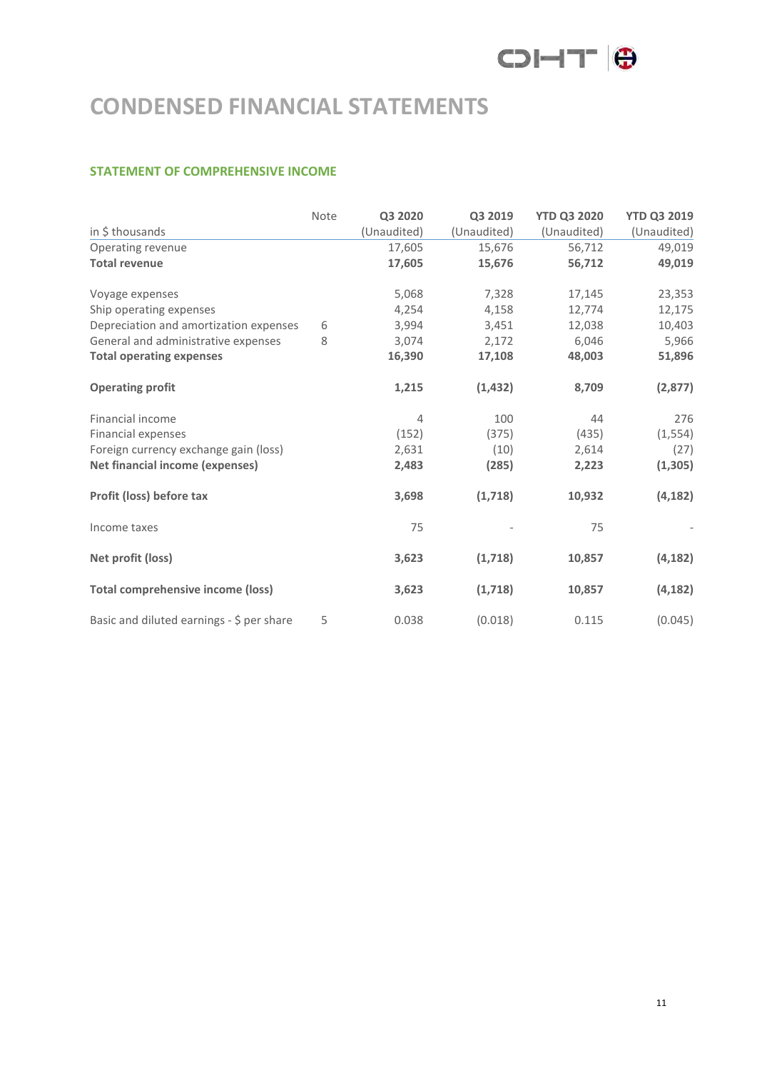# CONDENSED FINANCIAL STATEMENTS

## STATEMENT OF COMPREHENSIVE INCOME

| in $ thousands | Note | Q3 2020 (Unaudited) | Q3 2019 (Unaudited) | YTD Q3 2020 (Unaudited) | YTD Q3 2019 (Unaudited) |
|---|---|---|---|---|---|
| Operating revenue | | 17,605 | 15,676 | 56,712 | 49,019 |
| **Total revenue** | | **17,605** | **15,676** | **56,712** | **49,019** |
| | | | | | |
| Voyage expenses | | 5,068 | 7,328 | 17,145 | 23,353 |
| Ship operating expenses | | 4,254 | 4,158 | 12,774 | 12,175 |
| Depreciation and amortization expenses | 6 | 3,994 | 3,451 | 12,038 | 10,403 |
| General and administrative expenses | 8 | 3,074 | 2,172 | 6,046 | 5,966 |
| **Total operating expenses** | | **16,390** | **17,108** | **48,003** | **51,896** |
| | | | | | |
| **Operating profit** | | **1,215** | **(1,432)** | **8,709** | **(2,877)** |
| | | | | | |
| Financial income | | 4 | 100 | 44 | 276 |
| Financial expenses | | (152) | (375) | (435) | (1,554) |
| Foreign currency exchange gain (loss) | | 2,631 | (10) | 2,614 | (27) |
| **Net financial income (expenses)** | | **2,483** | **(285)** | **2,223** | **(1,305)** |
| | | | | | |
| **Profit (loss) before tax** | | **3,698** | **(1,718)** | **10,932** | **(4,182)** |
| | | | | | |
| Income taxes | | 75 | - | 75 | - |
| | | | | | |
| **Net profit (loss)** | | **3,623** | **(1,718)** | **10,857** | **(4,182)** |
| | | | | | |
| **Total comprehensive income (loss)** | | **3,623** | **(1,718)** | **10,857** | **(4,182)** |
| | | | | | |
| Basic and diluted earnings - $ per share | 5 | 0.038 | (0.018) | 0.115 | (0.045) |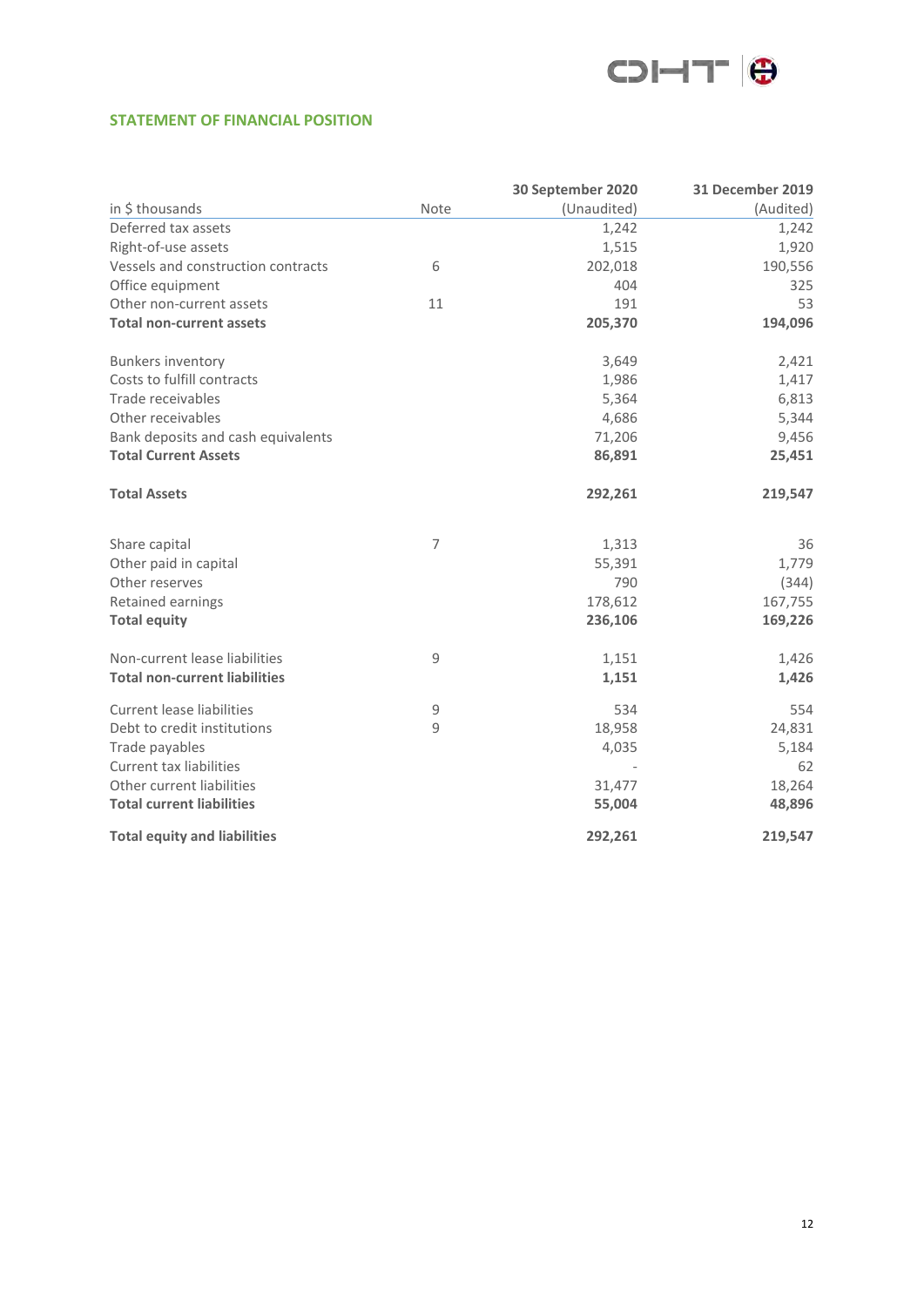## STATEMENT OF FINANCIAL POSITION

| in $ thousands | Note | 30 September 2020 (Unaudited) | 31 December 2019 (Audited) |
|---|---|---|---|
| Deferred tax assets | | 1,242 | 1,242 |
| Right-of-use assets | | 1,515 | 1,920 |
| Vessels and construction contracts | 6 | 202,018 | 190,556 |
| Office equipment | | 404 | 325 |
| Other non-current assets | 11 | 191 | 53 |
| **Total non-current assets** | | **205,370** | **194,096** |
| | | | |
| Bunkers inventory | | 3,649 | 2,421 |
| Costs to fulfill contracts | | 1,986 | 1,417 |
| Trade receivables | | 5,364 | 6,813 |
| Other receivables | | 4,686 | 5,344 |
| Bank deposits and cash equivalents | | 71,206 | 9,456 |
| **Total Current Assets** | | **86,891** | **25,451** |
| | | | |
| **Total Assets** | | **292,261** | **219,547** |
| | | | |
| Share capital | 7 | 1,313 | 36 |
| Other paid in capital | | 55,391 | 1,779 |
| Other reserves | | 790 | (344) |
| Retained earnings | | 178,612 | 167,755 |
| **Total equity** | | **236,106** | **169,226** |
| | | | |
| Non-current lease liabilities | 9 | 1,151 | 1,426 |
| **Total non-current liabilities** | | **1,151** | **1,426** |
| | | | |
| Current lease liabilities | 9 | 534 | 554 |
| Debt to credit institutions | 9 | 18,958 | 24,831 |
| Trade payables | | 4,035 | 5,184 |
| Current tax liabilities | | - | 62 |
| Other current liabilities | | 31,477 | 18,264 |
| **Total current liabilities** | | **55,004** | **48,896** |
| | | | |
| **Total equity and liabilities** | | **292,261** | **219,547** |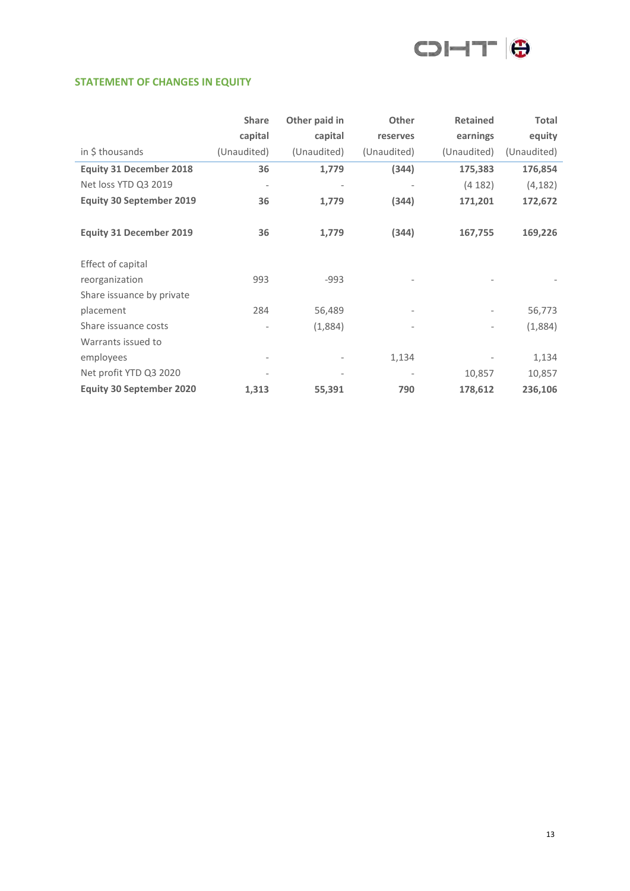## STATEMENT OF CHANGES IN EQUITY

| in $ thousands | Share capital (Unaudited) | Other paid in capital (Unaudited) | Other reserves (Unaudited) | Retained earnings (Unaudited) | Total equity (Unaudited) |
|---|---|---|---|---|---|
| **Equity 31 December 2018** | **36** | **1,779** | **(344)** | **175,383** | **176,854** |
| Net loss YTD Q3 2019 | - | - | - | (4 182) | (4,182) |
| **Equity 30 September 2019** | **36** | **1,779** | **(344)** | **171,201** | **172,672** |
| | | | | | |
| **Equity 31 December 2019** | **36** | **1,779** | **(344)** | **167,755** | **169,226** |
| | | | | | |
| Effect of capital reorganization | 993 | -993 | - | - | - |
| Share issuance by private placement | 284 | 56,489 | - | - | 56,773 |
| Share issuance costs | - | (1,884) | - | - | (1,884) |
| Warrants issued to employees | - | - | 1,134 | - | 1,134 |
| Net profit YTD Q3 2020 | - | - | - | 10,857 | 10,857 |
| **Equity 30 September 2020** | **1,313** | **55,391** | **790** | **178,612** | **236,106** |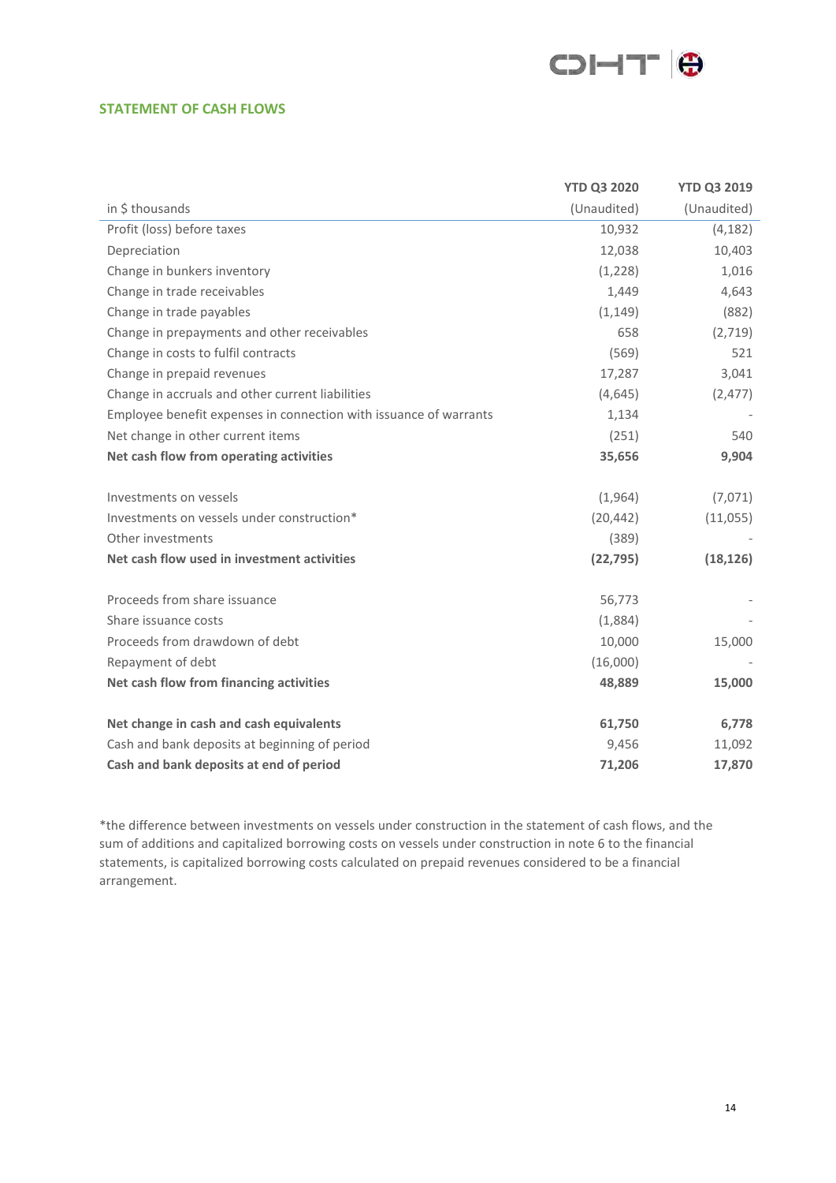## STATEMENT OF CASH FLOWS

| in $ thousands | YTD Q3 2020 (Unaudited) | YTD Q3 2019 (Unaudited) |
|---|---|---|
| Profit (loss) before taxes | 10,932 | (4,182) |
| Depreciation | 12,038 | 10,403 |
| Change in bunkers inventory | (1,228) | 1,016 |
| Change in trade receivables | 1,449 | 4,643 |
| Change in trade payables | (1,149) | (882) |
| Change in prepayments and other receivables | 658 | (2,719) |
| Change in costs to fulfil contracts | (569) | 521 |
| Change in prepaid revenues | 17,287 | 3,041 |
| Change in accruals and other current liabilities | (4,645) | (2,477) |
| Employee benefit expenses in connection with issuance of warrants | 1,134 | - |
| Net change in other current items | (251) | 540 |
| **Net cash flow from operating activities** | **35,656** | **9,904** |
| | | |
| Investments on vessels | (1,964) | (7,071) |
| Investments on vessels under construction* | (20,442) | (11,055) |
| Other investments | (389) | - |
| **Net cash flow used in investment activities** | **(22,795)** | **(18,126)** |
| | | |
| Proceeds from share issuance | 56,773 | - |
| Share issuance costs | (1,884) | - |
| Proceeds from drawdown of debt | 10,000 | 15,000 |
| Repayment of debt | (16,000) | - |
| **Net cash flow from financing activities** | **48,889** | **15,000** |
| | | |
| **Net change in cash and cash equivalents** | **61,750** | **6,778** |
| Cash and bank deposits at beginning of period | 9,456 | 11,092 |
| **Cash and bank deposits at end of period** | **71,206** | **17,870** |

*the difference between investments on vessels under construction in the statement of cash flows, and the sum of additions and capitalized borrowing costs on vessels under construction in note 6 to the financial statements, is capitalized borrowing costs calculated on prepaid revenues considered to be a financial arrangement.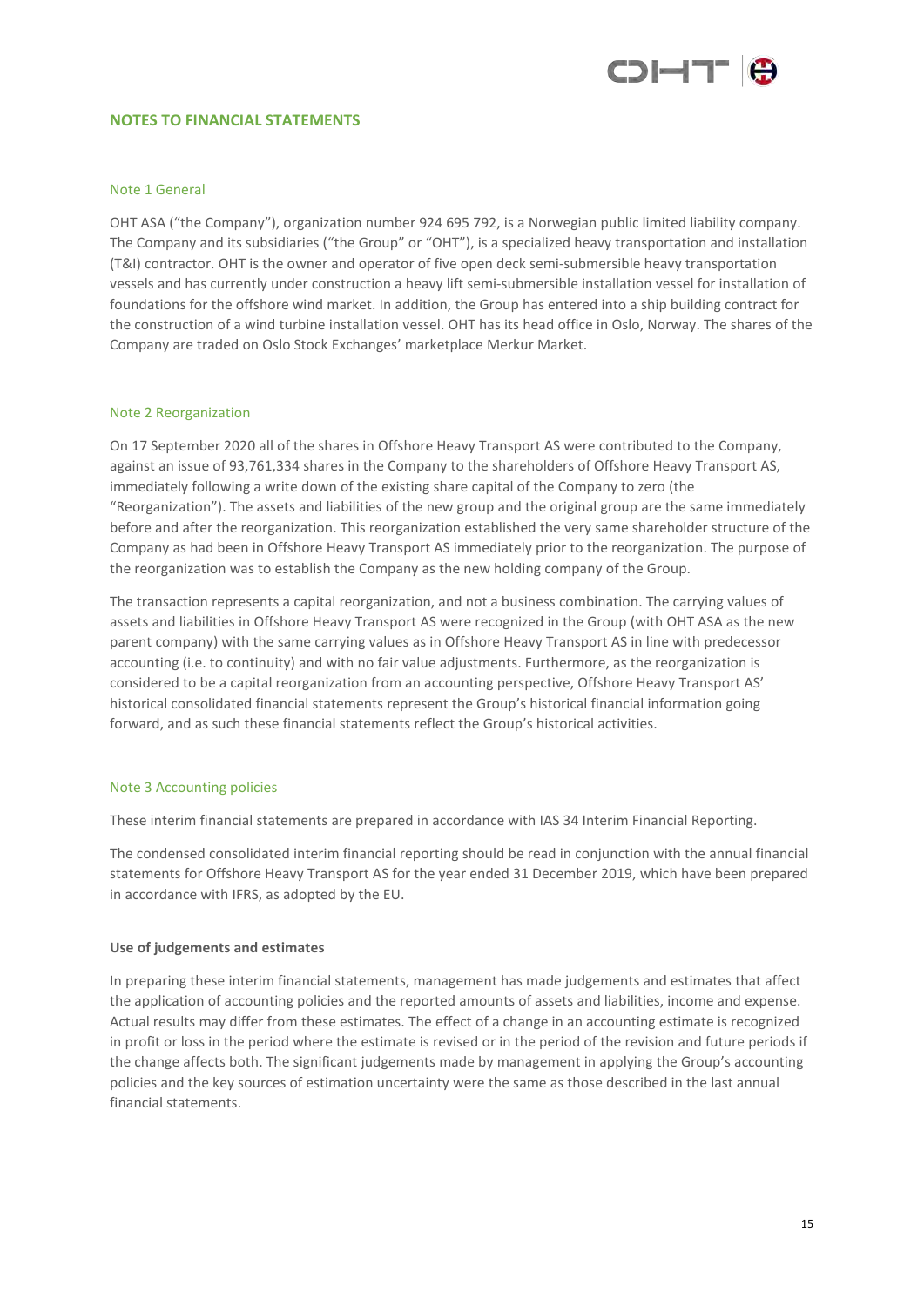## NOTES TO FINANCIAL STATEMENTS

### Note 1 General

OHT ASA ("the Company"), organization number 924 695 792, is a Norwegian public limited liability company. The Company and its subsidiaries ("the Group" or "OHT"), is a specialized heavy transportation and installation (T&I) contractor. OHT is the owner and operator of five open deck semi-submersible heavy transportation vessels and has currently under construction a heavy lift semi-submersible installation vessel for installation of foundations for the offshore wind market. In addition, the Group has entered into a ship building contract for the construction of a wind turbine installation vessel. OHT has its head office in Oslo, Norway. The shares of the Company are traded on Oslo Stock Exchanges' marketplace Merkur Market.

### Note 2 Reorganization

On 17 September 2020 all of the shares in Offshore Heavy Transport AS were contributed to the Company, against an issue of 93,761,334 shares in the Company to the shareholders of Offshore Heavy Transport AS, immediately following a write down of the existing share capital of the Company to zero (the "Reorganization"). The assets and liabilities of the new group and the original group are the same immediately before and after the reorganization. This reorganization established the very same shareholder structure of the Company as had been in Offshore Heavy Transport AS immediately prior to the reorganization. The purpose of the reorganization was to establish the Company as the new holding company of the Group.

The transaction represents a capital reorganization, and not a business combination. The carrying values of assets and liabilities in Offshore Heavy Transport AS were recognized in the Group (with OHT ASA as the new parent company) with the same carrying values as in Offshore Heavy Transport AS in line with predecessor accounting (i.e. to continuity) and with no fair value adjustments. Furthermore, as the reorganization is considered to be a capital reorganization from an accounting perspective, Offshore Heavy Transport AS' historical consolidated financial statements represent the Group's historical financial information going forward, and as such these financial statements reflect the Group's historical activities.

### Note 3 Accounting policies

These interim financial statements are prepared in accordance with IAS 34 Interim Financial Reporting.

The condensed consolidated interim financial reporting should be read in conjunction with the annual financial statements for Offshore Heavy Transport AS for the year ended 31 December 2019, which have been prepared in accordance with IFRS, as adopted by the EU.

**Use of judgements and estimates**

In preparing these interim financial statements, management has made judgements and estimates that affect the application of accounting policies and the reported amounts of assets and liabilities, income and expense. Actual results may differ from these estimates. The effect of a change in an accounting estimate is recognized in profit or loss in the period where the estimate is revised or in the period of the revision and future periods if the change affects both. The significant judgements made by management in applying the Group's accounting policies and the key sources of estimation uncertainty were the same as those described in the last annual financial statements.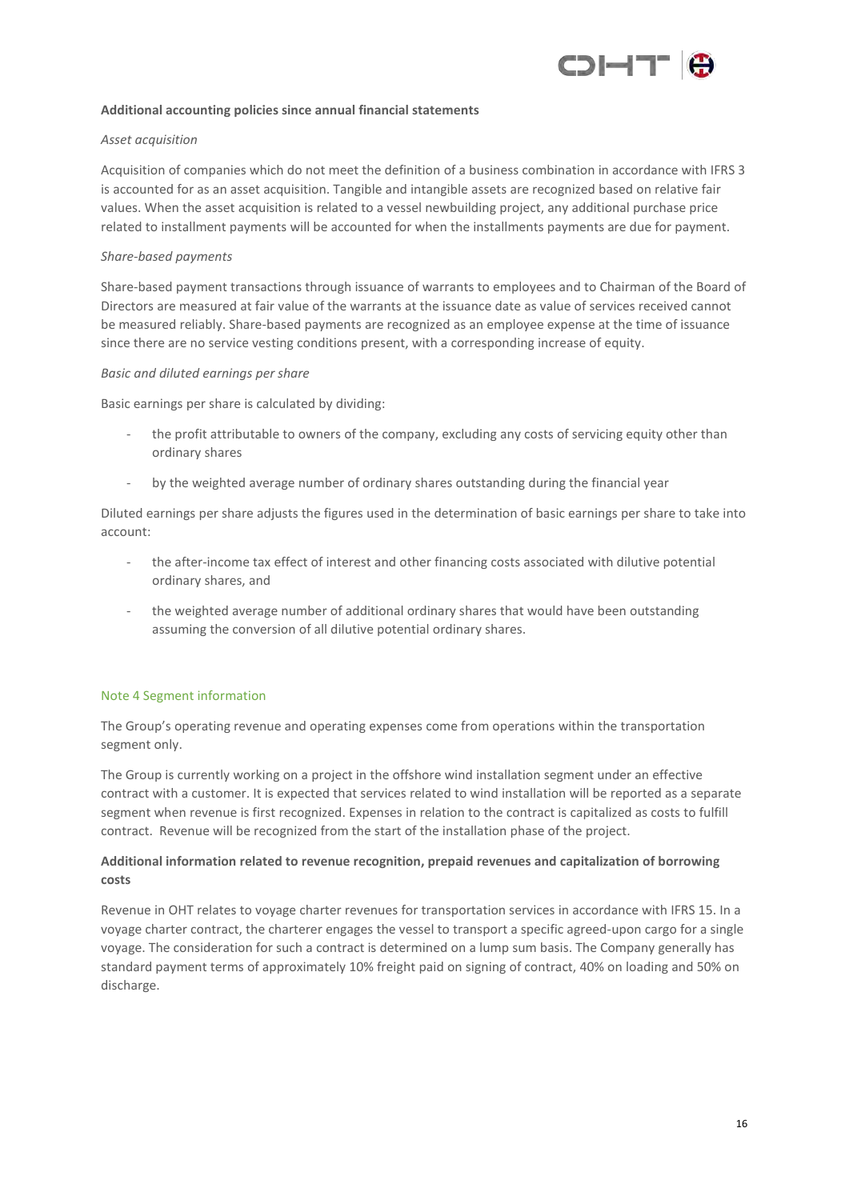**Additional accounting policies since annual financial statements**

*Asset acquisition*

Acquisition of companies which do not meet the definition of a business combination in accordance with IFRS 3 is accounted for as an asset acquisition. Tangible and intangible assets are recognized based on relative fair values. When the asset acquisition is related to a vessel newbuilding project, any additional purchase price related to installment payments will be accounted for when the installments payments are due for payment.

*Share-based payments*

Share-based payment transactions through issuance of warrants to employees and to Chairman of the Board of Directors are measured at fair value of the warrants at the issuance date as value of services received cannot be measured reliably. Share-based payments are recognized as an employee expense at the time of issuance since there are no service vesting conditions present, with a corresponding increase of equity.

*Basic and diluted earnings per share*

Basic earnings per share is calculated by dividing:

- the profit attributable to owners of the company, excluding any costs of servicing equity other than ordinary shares
- by the weighted average number of ordinary shares outstanding during the financial year

Diluted earnings per share adjusts the figures used in the determination of basic earnings per share to take into account:

- the after-income tax effect of interest and other financing costs associated with dilutive potential ordinary shares, and
- the weighted average number of additional ordinary shares that would have been outstanding assuming the conversion of all dilutive potential ordinary shares.

## Note 4 Segment information

The Group's operating revenue and operating expenses come from operations within the transportation segment only.

The Group is currently working on a project in the offshore wind installation segment under an effective contract with a customer. It is expected that services related to wind installation will be reported as a separate segment when revenue is first recognized. Expenses in relation to the contract is capitalized as costs to fulfill contract. Revenue will be recognized from the start of the installation phase of the project.

**Additional information related to revenue recognition, prepaid revenues and capitalization of borrowing costs**

Revenue in OHT relates to voyage charter revenues for transportation services in accordance with IFRS 15. In a voyage charter contract, the charterer engages the vessel to transport a specific agreed-upon cargo for a single voyage. The consideration for such a contract is determined on a lump sum basis. The Company generally has standard payment terms of approximately 10% freight paid on signing of contract, 40% on loading and 50% on discharge.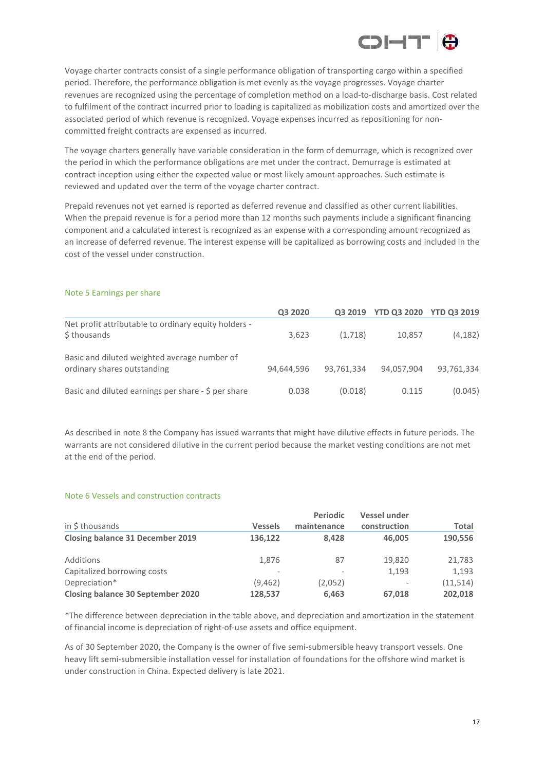Voyage charter contracts consist of a single performance obligation of transporting cargo within a specified period. Therefore, the performance obligation is met evenly as the voyage progresses. Voyage charter revenues are recognized using the percentage of completion method on a load-to-discharge basis. Cost related to fulfilment of the contract incurred prior to loading is capitalized as mobilization costs and amortized over the associated period of which revenue is recognized. Voyage expenses incurred as repositioning for non-committed freight contracts are expensed as incurred.

The voyage charters generally have variable consideration in the form of demurrage, which is recognized over the period in which the performance obligations are met under the contract. Demurrage is estimated at contract inception using either the expected value or most likely amount approaches. Such estimate is reviewed and updated over the term of the voyage charter contract.

Prepaid revenues not yet earned is reported as deferred revenue and classified as other current liabilities. When the prepaid revenue is for a period more than 12 months such payments include a significant financing component and a calculated interest is recognized as an expense with a corresponding amount recognized as an increase of deferred revenue. The interest expense will be capitalized as borrowing costs and included in the cost of the vessel under construction.

## Note 5 Earnings per share

| | Q3 2020 | Q3 2019 | YTD Q3 2020 | YTD Q3 2019 |
|---|---|---|---|---|
| Net profit attributable to ordinary equity holders - $ thousands | 3,623 | (1,718) | 10,857 | (4,182) |
| Basic and diluted weighted average number of ordinary shares outstanding | 94,644,596 | 93,761,334 | 94,057,904 | 93,761,334 |
| Basic and diluted earnings per share - $ per share | 0.038 | (0.018) | 0.115 | (0.045) |

As described in note 8 the Company has issued warrants that might have dilutive effects in future periods. The warrants are not considered dilutive in the current period because the market vesting conditions are not met at the end of the period.

## Note 6 Vessels and construction contracts

| in $ thousands | Vessels | Periodic maintenance | Vessel under construction | Total |
|---|---|---|---|---|
| **Closing balance 31 December 2019** | **136,122** | **8,428** | **46,005** | **190,556** |
| Additions | 1,876 | 87 | 19,820 | 21,783 |
| Capitalized borrowing costs | - | - | 1,193 | 1,193 |
| Depreciation* | (9,462) | (2,052) | - | (11,514) |
| **Closing balance 30 September 2020** | **128,537** | **6,463** | **67,018** | **202,018** |

*The difference between depreciation in the table above, and depreciation and amortization in the statement of financial income is depreciation of right-of-use assets and office equipment.

As of 30 September 2020, the Company is the owner of five semi-submersible heavy transport vessels. One heavy lift semi-submersible installation vessel for installation of foundations for the offshore wind market is under construction in China. Expected delivery is late 2021.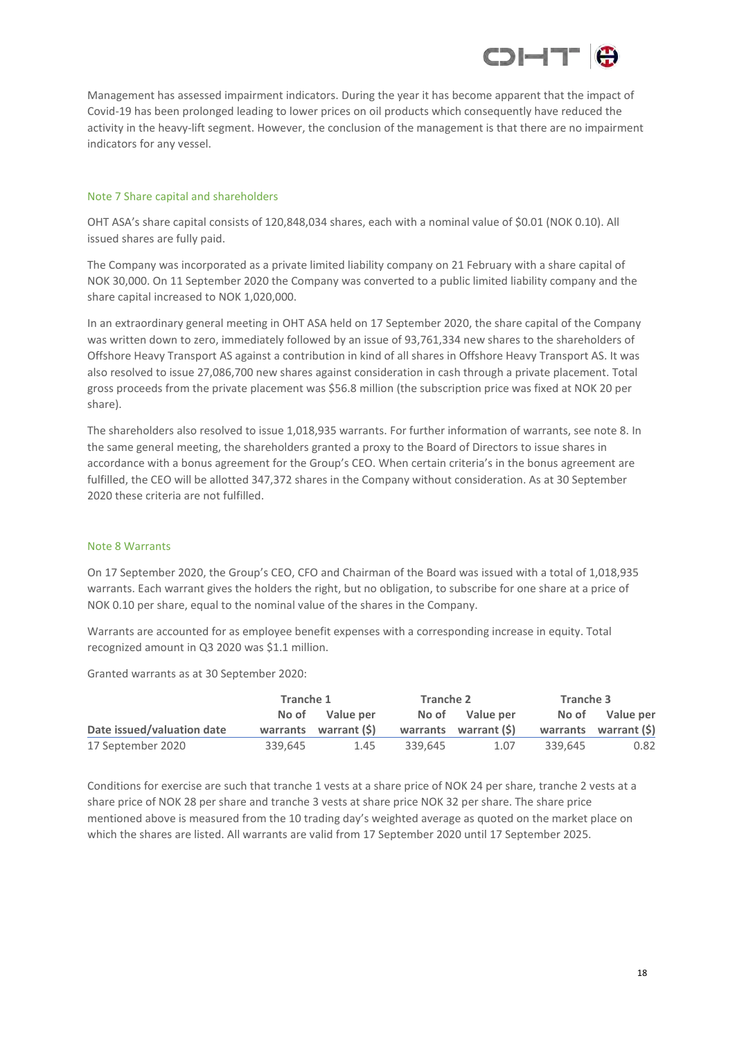Management has assessed impairment indicators. During the year it has become apparent that the impact of Covid-19 has been prolonged leading to lower prices on oil products which consequently have reduced the activity in the heavy-lift segment. However, the conclusion of the management is that there are no impairment indicators for any vessel.

## Note 7 Share capital and shareholders

OHT ASA's share capital consists of 120,848,034 shares, each with a nominal value of $0.01 (NOK 0.10). All issued shares are fully paid.

The Company was incorporated as a private limited liability company on 21 February with a share capital of NOK 30,000. On 11 September 2020 the Company was converted to a public limited liability company and the share capital increased to NOK 1,020,000.

In an extraordinary general meeting in OHT ASA held on 17 September 2020, the share capital of the Company was written down to zero, immediately followed by an issue of 93,761,334 new shares to the shareholders of Offshore Heavy Transport AS against a contribution in kind of all shares in Offshore Heavy Transport AS. It was also resolved to issue 27,086,700 new shares against consideration in cash through a private placement. Total gross proceeds from the private placement was $56.8 million (the subscription price was fixed at NOK 20 per share).

The shareholders also resolved to issue 1,018,935 warrants. For further information of warrants, see note 8. In the same general meeting, the shareholders granted a proxy to the Board of Directors to issue shares in accordance with a bonus agreement for the Group's CEO. When certain criteria's in the bonus agreement are fulfilled, the CEO will be allotted 347,372 shares in the Company without consideration. As at 30 September 2020 these criteria are not fulfilled.

## Note 8 Warrants

On 17 September 2020, the Group's CEO, CFO and Chairman of the Board was issued with a total of 1,018,935 warrants. Each warrant gives the holders the right, but no obligation, to subscribe for one share at a price of NOK 0.10 per share, equal to the nominal value of the shares in the Company.

Warrants are accounted for as employee benefit expenses with a corresponding increase in equity. Total recognized amount in Q3 2020 was $1.1 million.

Granted warrants as at 30 September 2020:

| | Tranche 1 | | Tranche 2 | | Tranche 3 | |
|---|---|---|---|---|---|---|
| Date issued/valuation date | No of warrants | Value per warrant ($) | No of warrants | Value per warrant ($) | No of warrants | Value per warrant ($) |
| 17 September 2020 | 339,645 | 1.45 | 339,645 | 1.07 | 339,645 | 0.82 |

Conditions for exercise are such that tranche 1 vests at a share price of NOK 24 per share, tranche 2 vests at a share price of NOK 28 per share and tranche 3 vests at share price NOK 32 per share. The share price mentioned above is measured from the 10 trading day's weighted average as quoted on the market place on which the shares are listed. All warrants are valid from 17 September 2020 until 17 September 2025.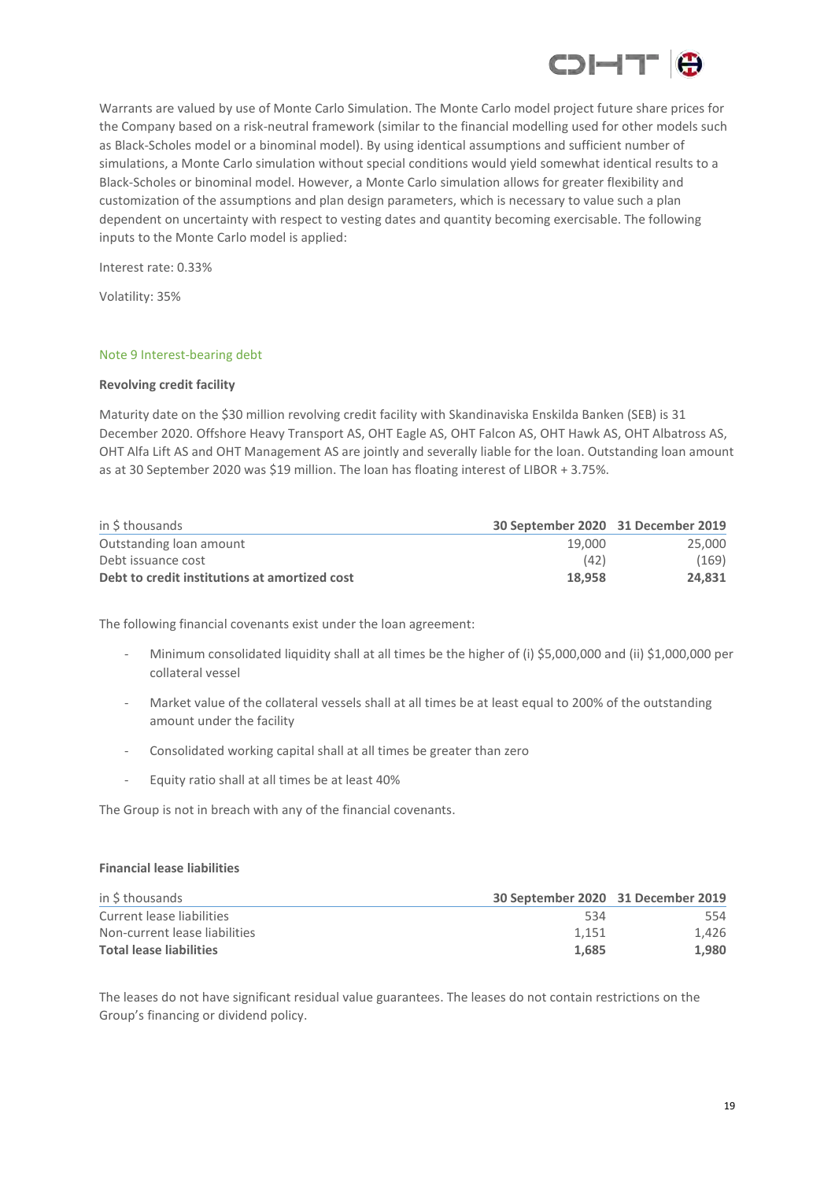Warrants are valued by use of Monte Carlo Simulation. The Monte Carlo model project future share prices for the Company based on a risk-neutral framework (similar to the financial modelling used for other models such as Black-Scholes model or a binominal model). By using identical assumptions and sufficient number of simulations, a Monte Carlo simulation without special conditions would yield somewhat identical results to a Black-Scholes or binominal model. However, a Monte Carlo simulation allows for greater flexibility and customization of the assumptions and plan design parameters, which is necessary to value such a plan dependent on uncertainty with respect to vesting dates and quantity becoming exercisable. The following inputs to the Monte Carlo model is applied:

Interest rate: 0.33%

Volatility: 35%

## Note 9 Interest-bearing debt

**Revolving credit facility**

Maturity date on the $30 million revolving credit facility with Skandinaviska Enskilda Banken (SEB) is 31 December 2020. Offshore Heavy Transport AS, OHT Eagle AS, OHT Falcon AS, OHT Hawk AS, OHT Albatross AS, OHT Alfa Lift AS and OHT Management AS are jointly and severally liable for the loan. Outstanding loan amount as at 30 September 2020 was $19 million. The loan has floating interest of LIBOR + 3.75%.

| in $ thousands | 30 September 2020 | 31 December 2019 |
|---|---|---|
| Outstanding loan amount | 19,000 | 25,000 |
| Debt issuance cost | (42) | (169) |
| **Debt to credit institutions at amortized cost** | **18,958** | **24,831** |

The following financial covenants exist under the loan agreement:

- Minimum consolidated liquidity shall at all times be the higher of (i) $5,000,000 and (ii) $1,000,000 per collateral vessel
- Market value of the collateral vessels shall at all times be at least equal to 200% of the outstanding amount under the facility
- Consolidated working capital shall at all times be greater than zero
- Equity ratio shall at all times be at least 40%

The Group is not in breach with any of the financial covenants.

**Financial lease liabilities**

| in $ thousands | 30 September 2020 | 31 December 2019 |
|---|---|---|
| Current lease liabilities | 534 | 554 |
| Non-current lease liabilities | 1,151 | 1,426 |
| **Total lease liabilities** | **1,685** | **1,980** |

The leases do not have significant residual value guarantees. The leases do not contain restrictions on the Group's financing or dividend policy.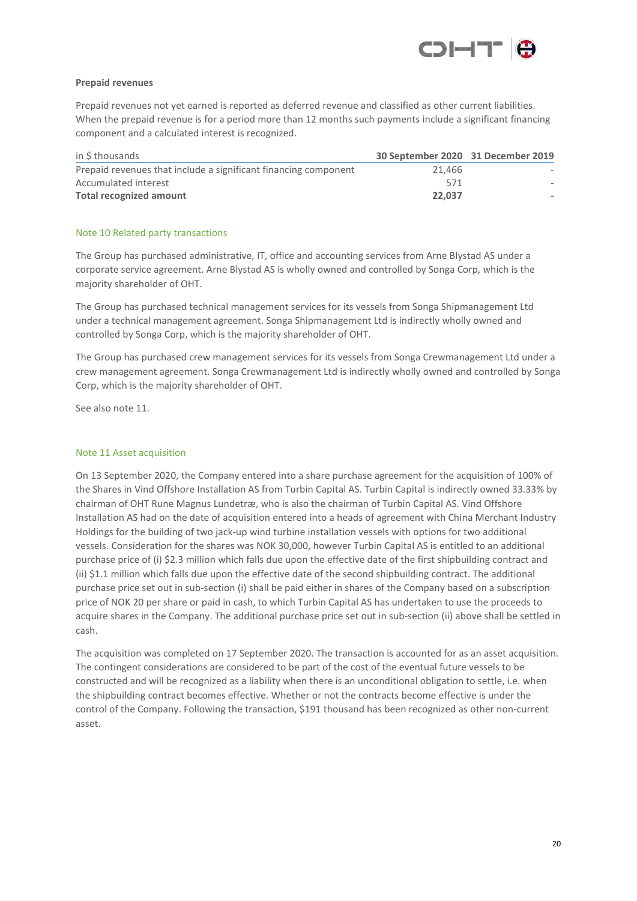**Prepaid revenues**

Prepaid revenues not yet earned is reported as deferred revenue and classified as other current liabilities. When the prepaid revenue is for a period more than 12 months such payments include a significant financing component and a calculated interest is recognized.

| in $ thousands | 30 September 2020 | 31 December 2019 |
|---|---|---|
| Prepaid revenues that include a significant financing component | 21,466 | - |
| Accumulated interest | 571 | - |
| **Total recognized amount** | **22,037** | **-** |

## Note 10 Related party transactions

The Group has purchased administrative, IT, office and accounting services from Arne Blystad AS under a corporate service agreement. Arne Blystad AS is wholly owned and controlled by Songa Corp, which is the majority shareholder of OHT.

The Group has purchased technical management services for its vessels from Songa Shipmanagement Ltd under a technical management agreement. Songa Shipmanagement Ltd is indirectly wholly owned and controlled by Songa Corp, which is the majority shareholder of OHT.

The Group has purchased crew management services for its vessels from Songa Crewmanagement Ltd under a crew management agreement. Songa Crewmanagement Ltd is indirectly wholly owned and controlled by Songa Corp, which is the majority shareholder of OHT.

See also note 11.

## Note 11 Asset acquisition

On 13 September 2020, the Company entered into a share purchase agreement for the acquisition of 100% of the Shares in Vind Offshore Installation AS from Turbin Capital AS. Turbin Capital is indirectly owned 33.33% by chairman of OHT Rune Magnus Lundetræ, who is also the chairman of Turbin Capital AS. Vind Offshore Installation AS had on the date of acquisition entered into a heads of agreement with China Merchant Industry Holdings for the building of two jack-up wind turbine installation vessels with options for two additional vessels. Consideration for the shares was NOK 30,000, however Turbin Capital AS is entitled to an additional purchase price of (i) $2.3 million which falls due upon the effective date of the first shipbuilding contract and (ii) $1.1 million which falls due upon the effective date of the second shipbuilding contract. The additional purchase price set out in sub-section (i) shall be paid either in shares of the Company based on a subscription price of NOK 20 per share or paid in cash, to which Turbin Capital AS has undertaken to use the proceeds to acquire shares in the Company. The additional purchase price set out in sub-section (ii) above shall be settled in cash.

The acquisition was completed on 17 September 2020. The transaction is accounted for as an asset acquisition. The contingent considerations are considered to be part of the cost of the eventual future vessels to be constructed and will be recognized as a liability when there is an unconditional obligation to settle, i.e. when the shipbuilding contract becomes effective. Whether or not the contracts become effective is under the control of the Company. Following the transaction, $191 thousand has been recognized as other non-current asset.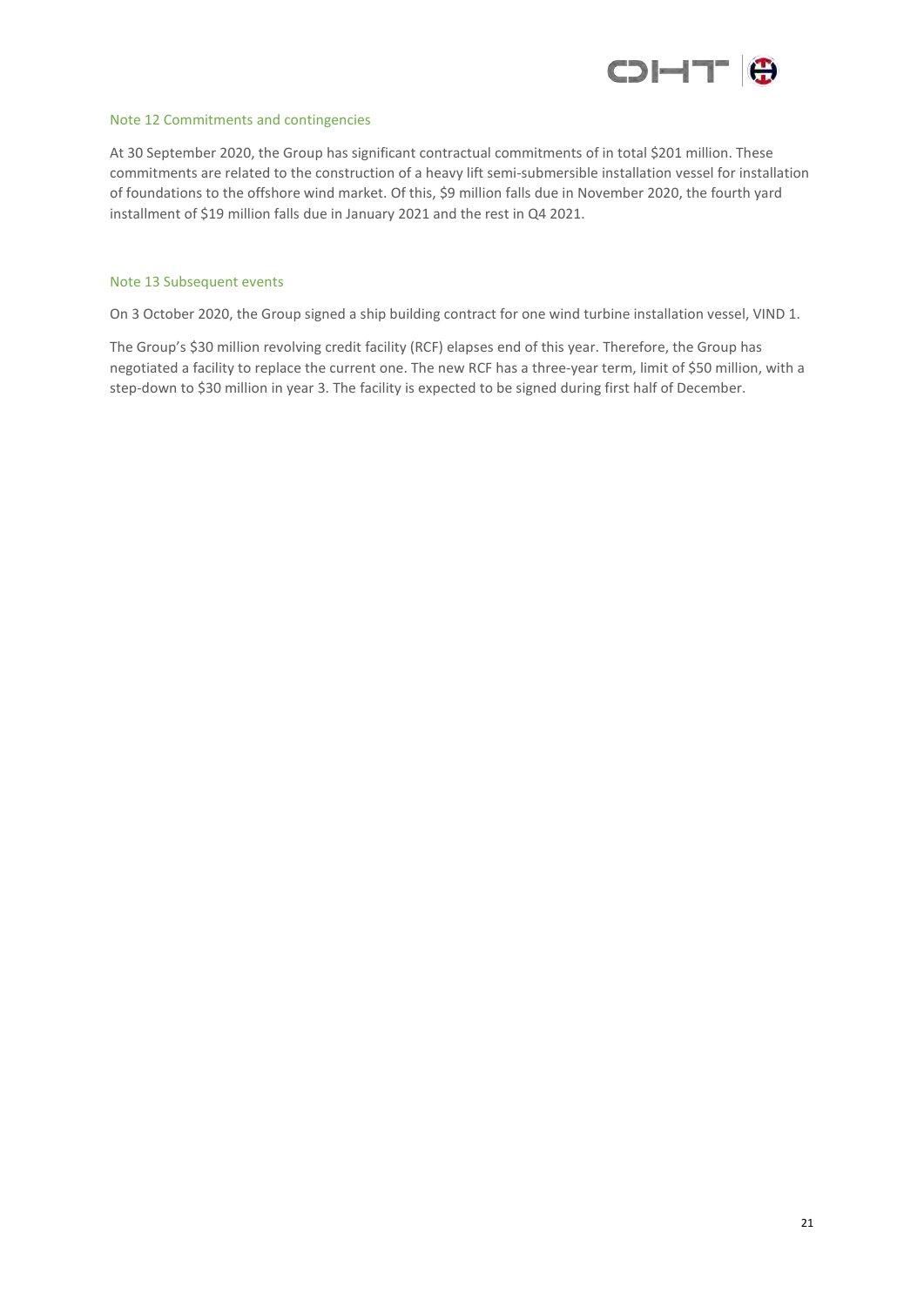## Note 12 Commitments and contingencies

At 30 September 2020, the Group has significant contractual commitments of in total $201 million. These commitments are related to the construction of a heavy lift semi-submersible installation vessel for installation of foundations to the offshore wind market. Of this, $9 million falls due in November 2020, the fourth yard installment of $19 million falls due in January 2021 and the rest in Q4 2021.

## Note 13 Subsequent events

On 3 October 2020, the Group signed a ship building contract for one wind turbine installation vessel, VIND 1.

The Group's $30 million revolving credit facility (RCF) elapses end of this year. Therefore, the Group has negotiated a facility to replace the current one. The new RCF has a three-year term, limit of $50 million, with a step-down to $30 million in year 3. The facility is expected to be signed during first half of December.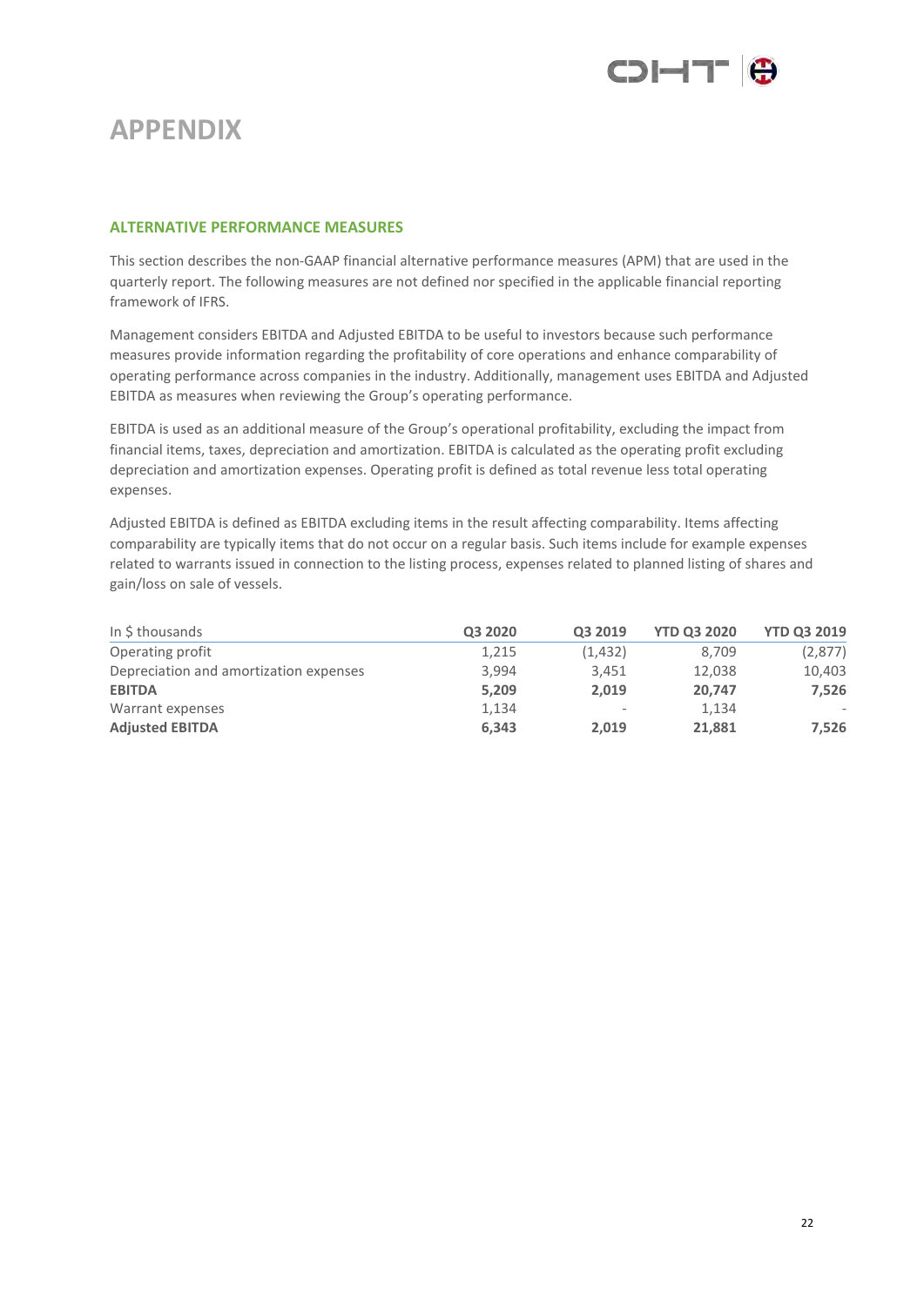# APPENDIX

### ALTERNATIVE PERFORMANCE MEASURES

This section describes the non-GAAP financial alternative performance measures (APM) that are used in the quarterly report. The following measures are not defined nor specified in the applicable financial reporting framework of IFRS.

Management considers EBITDA and Adjusted EBITDA to be useful to investors because such performance measures provide information regarding the profitability of core operations and enhance comparability of operating performance across companies in the industry. Additionally, management uses EBITDA and Adjusted EBITDA as measures when reviewing the Group's operating performance.

EBITDA is used as an additional measure of the Group's operational profitability, excluding the impact from financial items, taxes, depreciation and amortization. EBITDA is calculated as the operating profit excluding depreciation and amortization expenses. Operating profit is defined as total revenue less total operating expenses.

Adjusted EBITDA is defined as EBITDA excluding items in the result affecting comparability. Items affecting comparability are typically items that do not occur on a regular basis. Such items include for example expenses related to warrants issued in connection to the listing process, expenses related to planned listing of shares and gain/loss on sale of vessels.

| In $ thousands | Q3 2020 | Q3 2019 | YTD Q3 2020 | YTD Q3 2019 |
|---|---|---|---|---|
| Operating profit | 1,215 | (1,432) | 8,709 | (2,877) |
| Depreciation and amortization expenses | 3,994 | 3,451 | 12,038 | 10,403 |
| **EBITDA** | **5,209** | **2,019** | **20,747** | **7,526** |
| Warrant expenses | 1,134 | - | 1,134 | - |
| **Adjusted EBITDA** | **6,343** | **2,019** | **21,881** | **7,526** |